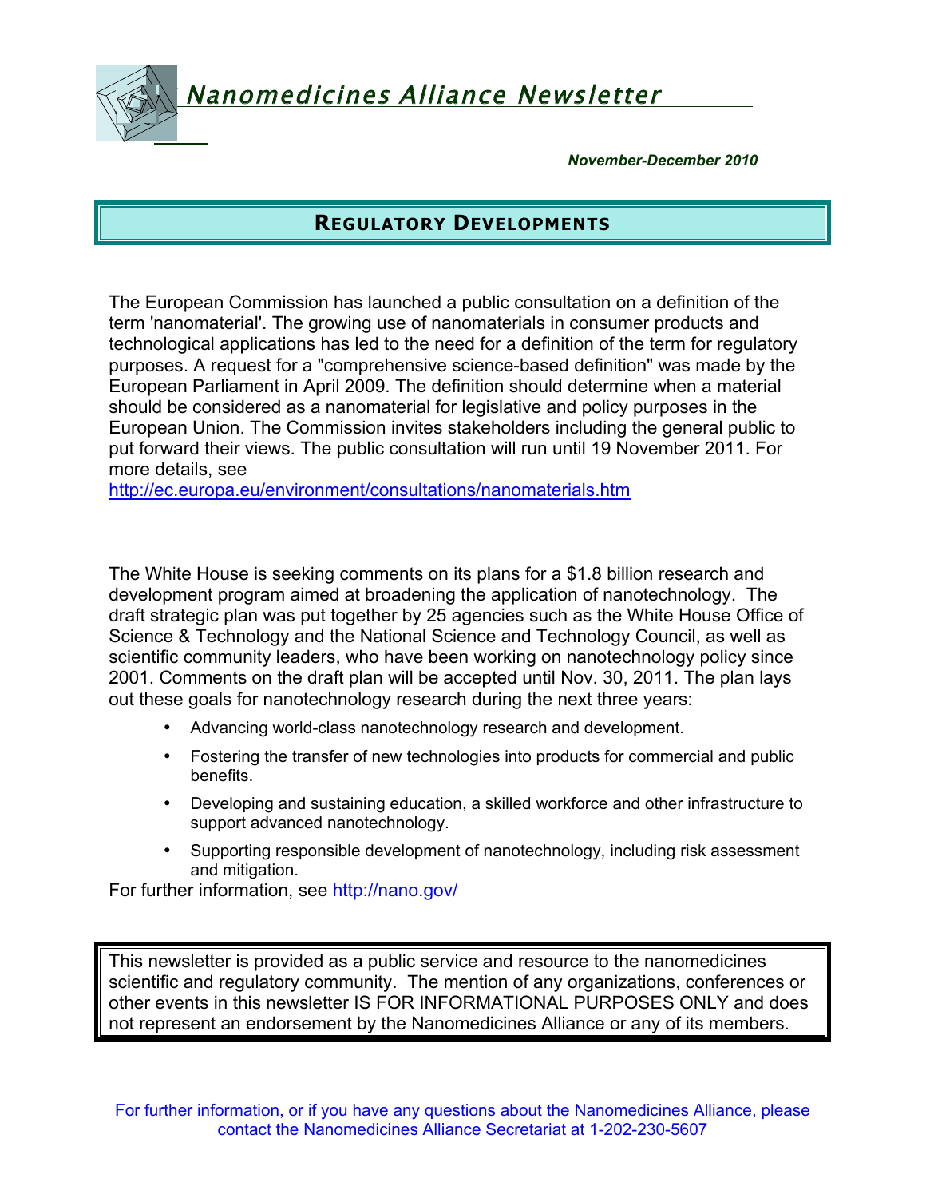# Nanomedicines Alliance Newsletter

***November-December 2010***

## REGULATORY DEVELOPMENTS

The European Commission has launched a public consultation on a definition of the term 'nanomaterial'. The growing use of nanomaterials in consumer products and technological applications has led to the need for a definition of the term for regulatory purposes. A request for a "comprehensive science-based definition" was made by the European Parliament in April 2009. The definition should determine when a material should be considered as a nanomaterial for legislative and policy purposes in the European Union. The Commission invites stakeholders including the general public to put forward their views. The public consultation will run until 19 November 2011. For more details, see http://ec.europa.eu/environment/consultations/nanomaterials.htm

The White House is seeking comments on its plans for a $1.8 billion research and development program aimed at broadening the application of nanotechnology. The draft strategic plan was put together by 25 agencies such as the White House Office of Science & Technology and the National Science and Technology Council, as well as scientific community leaders, who have been working on nanotechnology policy since 2001. Comments on the draft plan will be accepted until Nov. 30, 2011. The plan lays out these goals for nanotechnology research during the next three years:

- Advancing world-class nanotechnology research and development.
- Fostering the transfer of new technologies into products for commercial and public benefits.
- Developing and sustaining education, a skilled workforce and other infrastructure to support advanced nanotechnology.
- Supporting responsible development of nanotechnology, including risk assessment and mitigation.

For further information, see http://nano.gov/

This newsletter is provided as a public service and resource to the nanomedicines scientific and regulatory community. The mention of any organizations, conferences or other events in this newsletter IS FOR INFORMATIONAL PURPOSES ONLY and does not represent an endorsement by the Nanomedicines Alliance or any of its members.

For further information, or if you have any questions about the Nanomedicines Alliance, please contact the Nanomedicines Alliance Secretariat at 1-202-230-5607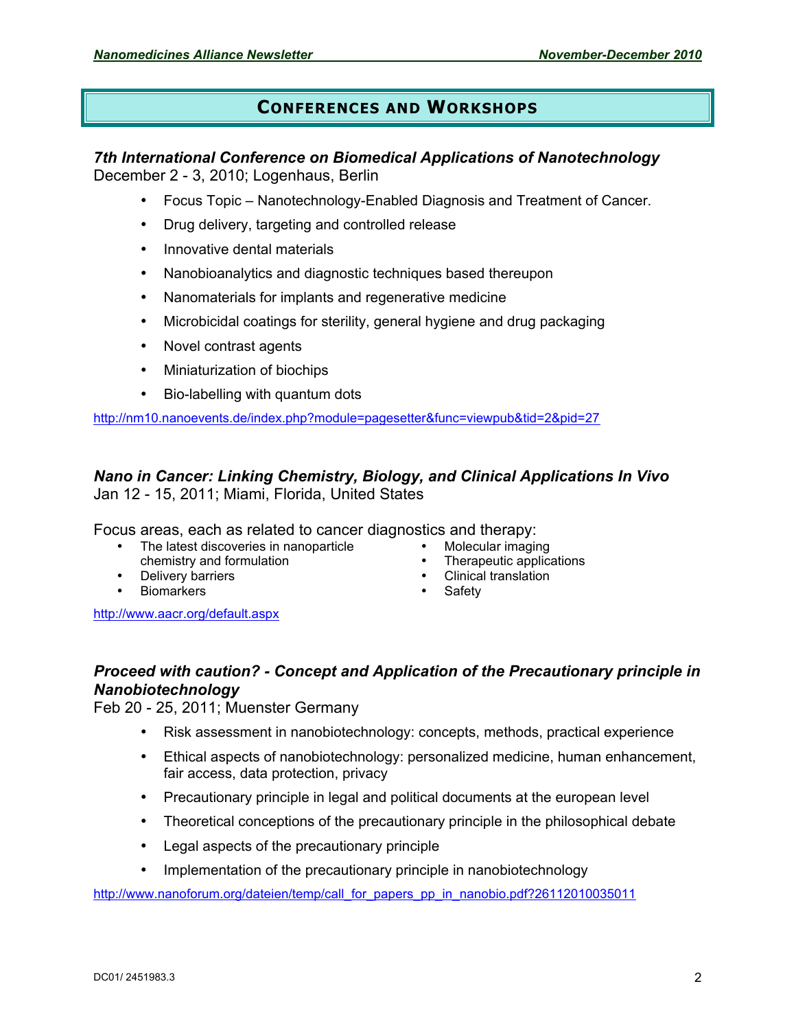## Conferences and Workshops

***7th International Conference on Biomedical Applications of Nanotechnology***
December 2 - 3, 2010; Logenhaus, Berlin

- Focus Topic – Nanotechnology-Enabled Diagnosis and Treatment of Cancer.
- Drug delivery, targeting and controlled release
- Innovative dental materials
- Nanobioanalytics and diagnostic techniques based thereupon
- Nanomaterials for implants and regenerative medicine
- Microbicidal coatings for sterility, general hygiene and drug packaging
- Novel contrast agents
- Miniaturization of biochips
- Bio-labelling with quantum dots

http://nm10.nanoevents.de/index.php?module=pagesetter&func=viewpub&tid=2&pid=27

***Nano in Cancer: Linking Chemistry, Biology, and Clinical Applications In Vivo***
Jan 12 - 15, 2011; Miami, Florida, United States

Focus areas, each as related to cancer diagnostics and therapy:

- The latest discoveries in nanoparticle chemistry and formulation
- Delivery barriers
- Biomarkers
- Molecular imaging
- Therapeutic applications
- Clinical translation
- Safety

http://www.aacr.org/default.aspx

***Proceed with caution? - Concept and Application of the Precautionary principle in Nanobiotechnology***
Feb 20 - 25, 2011; Muenster Germany

- Risk assessment in nanobiotechnology: concepts, methods, practical experience
- Ethical aspects of nanobiotechnology: personalized medicine, human enhancement, fair access, data protection, privacy
- Precautionary principle in legal and political documents at the european level
- Theoretical conceptions of the precautionary principle in the philosophical debate
- Legal aspects of the precautionary principle
- Implementation of the precautionary principle in nanobiotechnology

http://www.nanoforum.org/dateien/temp/call_for_papers_pp_in_nanobio.pdf?26112010035011